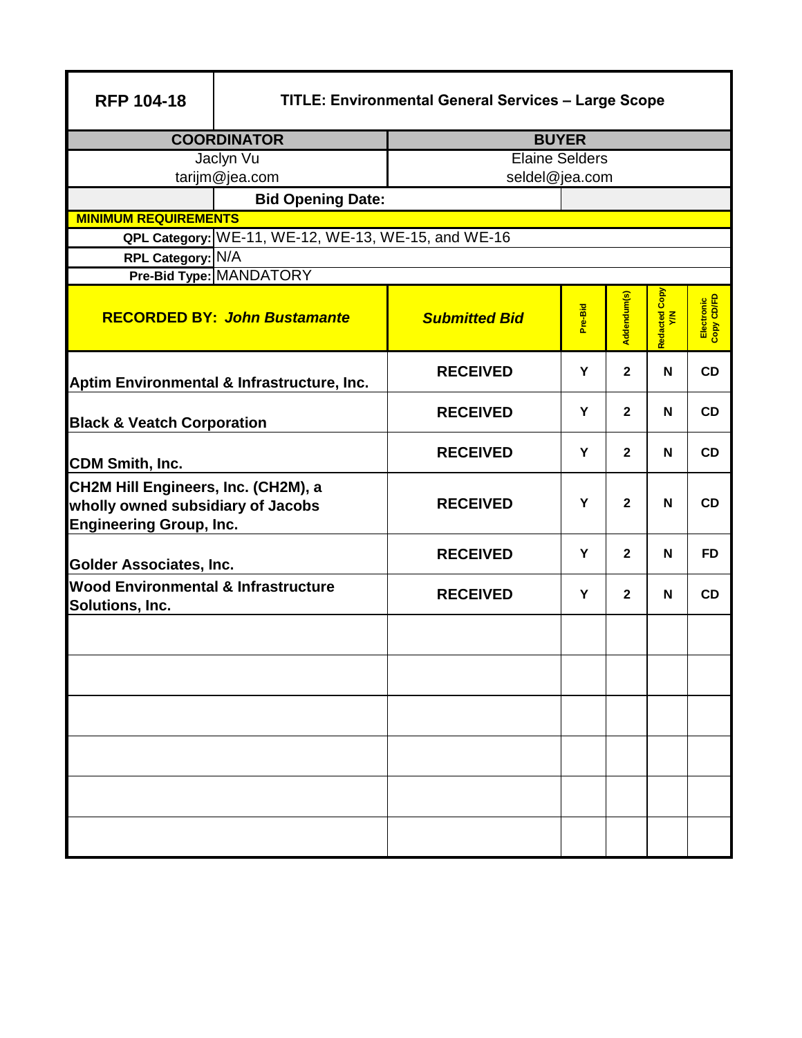| RFP 104-18 | TITLE: Environmental General Services – Large Scope | | | | | |
|---|---|---|---|---|---|---|
| **COORDINATOR** | | **BUYER** | | | | |
| Jaclyn Vu<br>tarijm@jea.com | | Elaine Selders<br>seldel@jea.com | | | | |
| | **Bid Opening Date:** | | | | | |
| **MINIMUM REQUIREMENTS** | | | | | | |
| **QPL Category:** | WE-11, WE-12, WE-13, WE-15, and WE-16 | | | | | |
| **RPL Category:** | N/A | | | | | |
| **Pre-Bid Type:** | MANDATORY | | | | | |

| **RECORDED BY:** ***John Bustamante*** | ***Submitted Bid*** | **Pre-Bid** | **Addendum(s)** | **Redacted Copy Y/N** | **Electronic Copy CD/FD** |
|---|---|---|---|---|---|
| **Aptim Environmental & Infrastructure, Inc.** | **RECEIVED** | **Y** | **2** | **N** | **CD** |
| **Black & Veatch Corporation** | **RECEIVED** | **Y** | **2** | **N** | **CD** |
| **CDM Smith, Inc.** | **RECEIVED** | **Y** | **2** | **N** | **CD** |
| **CH2M Hill Engineers, Inc. (CH2M), a wholly owned subsidiary of Jacobs Engineering Group, Inc.** | **RECEIVED** | **Y** | **2** | **N** | **CD** |
| **Golder Associates, Inc.** | **RECEIVED** | **Y** | **2** | **N** | **FD** |
| **Wood Environmental & Infrastructure Solutions, Inc.** | **RECEIVED** | **Y** | **2** | **N** | **CD** |
| | | | | | |
| | | | | | |
| | | | | | |
| | | | | | |
| | | | | | |
| | | | | | |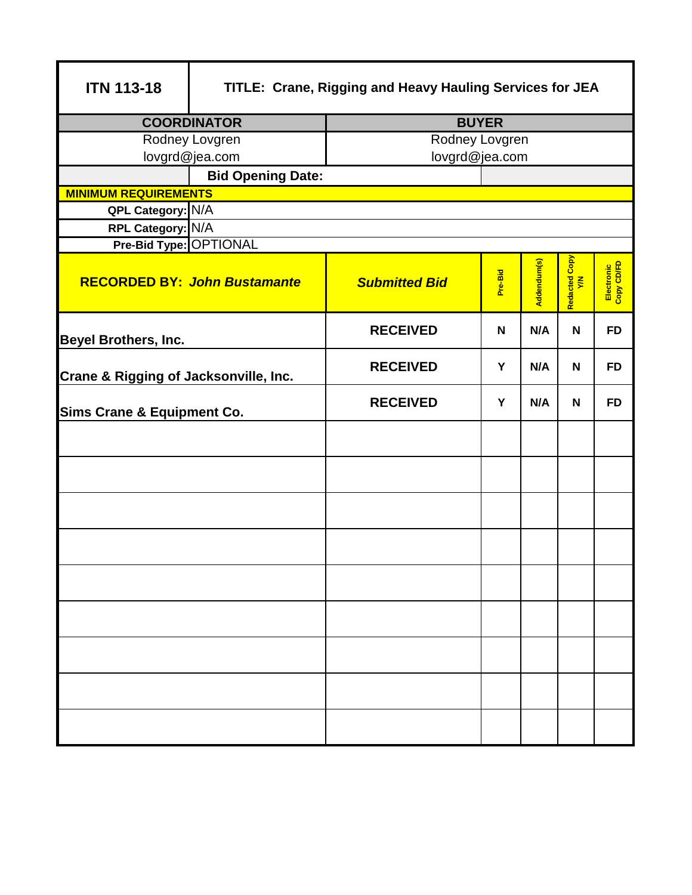| ITN 113-18 | TITLE: Crane, Rigging and Heavy Hauling Services for JEA | | | | | |
|---|---|---|---|---|---|---|
| **COORDINATOR** | | **BUYER** | | | | |
| Rodney Lovgren<br>lovgrd@jea.com | | Rodney Lovgren<br>lovgrd@jea.com | | | | |
| | **Bid Opening Date:** | | | | | |
| **MINIMUM REQUIREMENTS** | | | | | | |
| **QPL Category:** | N/A | | | | | |
| **RPL Category:** | N/A | | | | | |
| **Pre-Bid Type:** | OPTIONAL | | | | | |
| **RECORDED BY:** ***John Bustamante*** | | ***Submitted Bid*** | **Pre-Bid** | **Addendum(s)** | **Redacted Copy Y/N** | **Electronic Copy CD/FD** |
| **Beyel Brothers, Inc.** | | **RECEIVED** | **N** | **N/A** | **N** | **FD** |
| **Crane & Rigging of Jacksonville, Inc.** | | **RECEIVED** | **Y** | **N/A** | **N** | **FD** |
| **Sims Crane & Equipment Co.** | | **RECEIVED** | **Y** | **N/A** | **N** | **FD** |
| | | | | | | |
| | | | | | | |
| | | | | | | |
| | | | | | | |
| | | | | | | |
| | | | | | | |
| | | | | | | |
| | | | | | | |
| | | | | | | |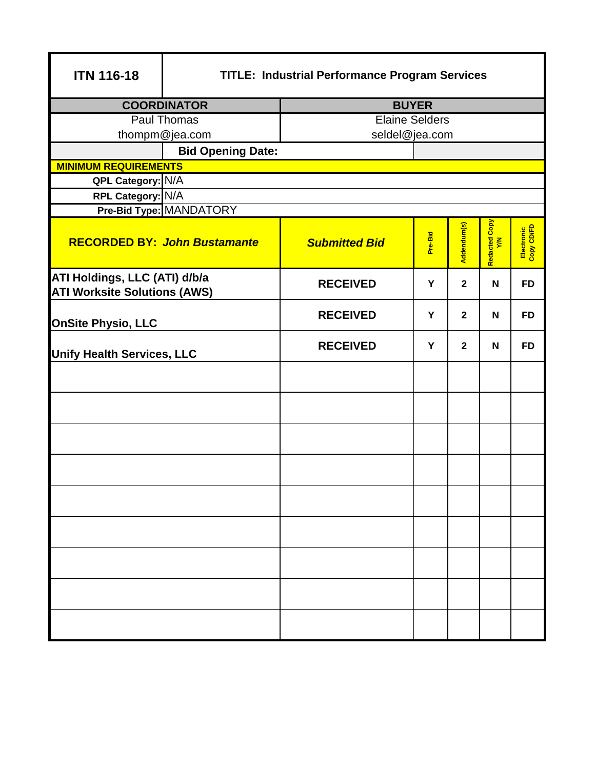| **ITN 116-18** | **TITLE: Industrial Performance Program Services** | | | | | |
|---|---|---|---|---|---|---|
| **COORDINATOR** | | **BUYER** | | | | |
| Paul Thomas<br>thompm@jea.com | | Elaine Selders<br>seldel@jea.com | | | | |
| | **Bid Opening Date:** | | | | | |
| **MINIMUM REQUIREMENTS** | | | | | | |
| **QPL Category:** | N/A | | | | | |
| **RPL Category:** | N/A | | | | | |
| **Pre-Bid Type:** | MANDATORY | | | | | |

| **RECORDED BY:** ***John Bustamante*** | ***Submitted Bid*** | **Pre-Bid** | **Addendum(s)** | **Redacted Copy Y/N** | **Electronic Copy CD/FD** |
|---|---|---|---|---|---|
| **ATI Holdings, LLC (ATI) d/b/a ATI Worksite Solutions (AWS)** | **RECEIVED** | **Y** | **2** | **N** | **FD** |
| **OnSite Physio, LLC** | **RECEIVED** | **Y** | **2** | **N** | **FD** |
| **Unify Health Services, LLC** | **RECEIVED** | **Y** | **2** | **N** | **FD** |
| | | | | | |
| | | | | | |
| | | | | | |
| | | | | | |
| | | | | | |
| | | | | | |
| | | | | | |
| | | | | | |
| | | | | | |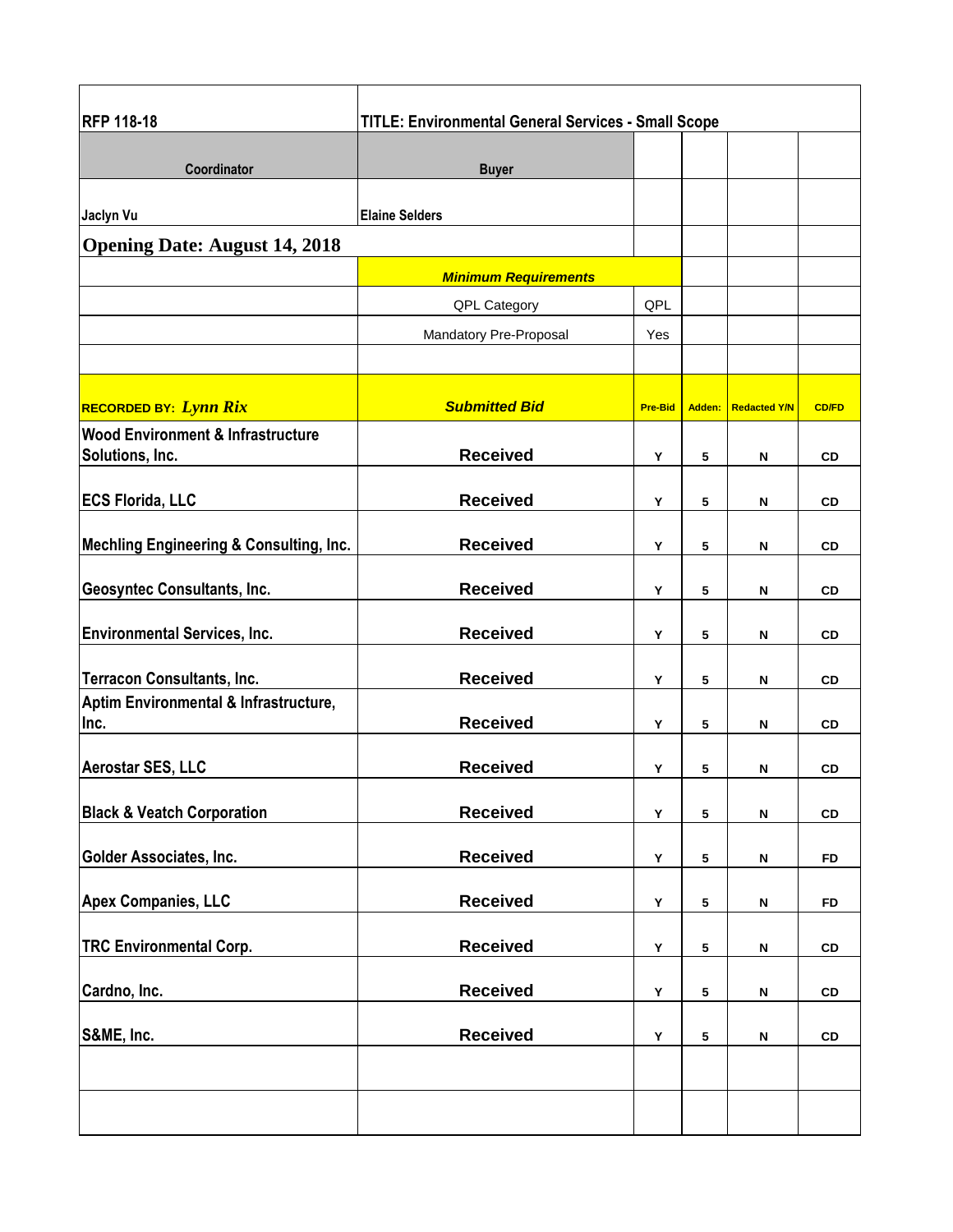| RFP 118-18 | TITLE: Environmental General Services - Small Scope | | | | |
|---|---|---|---|---|---|
| **Coordinator** | **Buyer** | | | | |
| Jaclyn Vu | Elaine Selders | | | | |
| **Opening Date: August 14, 2018** | | | | | |
| | ***Minimum Requirements*** | | | | |
| | QPL Category | QPL | | | |
| | Mandatory Pre-Proposal | Yes | | | |
| | | | | | |
| **RECORDED BY:** ***Lynn Rix*** | ***Submitted Bid*** | **Pre-Bid** | **Adden:** | **Redacted Y/N** | **CD/FD** |
| Wood Environment & Infrastructure Solutions, Inc. | Received | Y | 5 | N | CD |
| ECS Florida, LLC | Received | Y | 5 | N | CD |
| Mechling Engineering & Consulting, Inc. | Received | Y | 5 | N | CD |
| Geosyntec Consultants, Inc. | Received | Y | 5 | N | CD |
| Environmental Services, Inc. | Received | Y | 5 | N | CD |
| Terracon Consultants, Inc. | Received | Y | 5 | N | CD |
| Aptim Environmental & Infrastructure, Inc. | Received | Y | 5 | N | CD |
| Aerostar SES, LLC | Received | Y | 5 | N | CD |
| Black & Veatch Corporation | Received | Y | 5 | N | CD |
| Golder Associates, Inc. | Received | Y | 5 | N | FD |
| Apex Companies, LLC | Received | Y | 5 | N | FD |
| TRC Environmental Corp. | Received | Y | 5 | N | CD |
| Cardno, Inc. | Received | Y | 5 | N | CD |
| S&ME, Inc. | Received | Y | 5 | N | CD |
| | | | | | |
| | | | | | |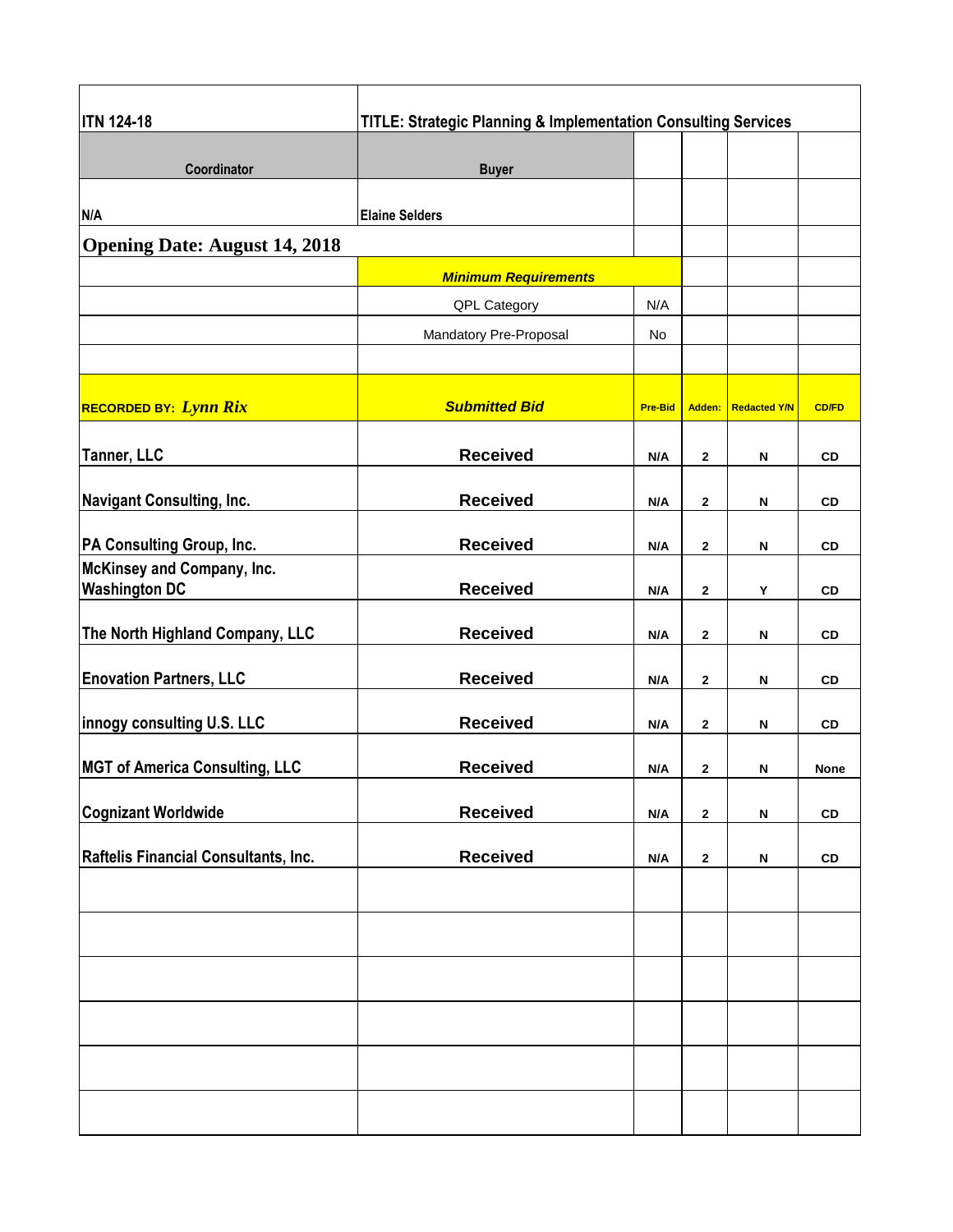| ITN 124-18 | TITLE: Strategic Planning & Implementation Consulting Services | | | | |
|---|---|---|---|---|---|
| **Coordinator** | **Buyer** | | | | |
| N/A | Elaine Selders | | | | |
| **Opening Date: August 14, 2018** | | | | | |
| | ***Minimum Requirements*** | | | | |
| | QPL Category | N/A | | | |
| | Mandatory Pre-Proposal | No | | | |
| | | | | | |
| **RECORDED BY:** ***Lynn Rix*** | ***Submitted Bid*** | **Pre-Bid** | **Adden:** | **Redacted Y/N** | **CD/FD** |
| Tanner, LLC | **Received** | N/A | 2 | N | CD |
| Navigant Consulting, Inc. | **Received** | N/A | 2 | N | CD |
| PA Consulting Group, Inc. | **Received** | N/A | 2 | N | CD |
| McKinsey and Company, Inc. Washington DC | **Received** | N/A | 2 | Y | CD |
| The North Highland Company, LLC | **Received** | N/A | 2 | N | CD |
| Enovation Partners, LLC | **Received** | N/A | 2 | N | CD |
| innogy consulting U.S. LLC | **Received** | N/A | 2 | N | CD |
| MGT of America Consulting, LLC | **Received** | N/A | 2 | N | None |
| Cognizant Worldwide | **Received** | N/A | 2 | N | CD |
| Raftelis Financial Consultants, Inc. | **Received** | N/A | 2 | N | CD |
| | | | | | |
| | | | | | |
| | | | | | |
| | | | | | |
| | | | | | |
| | | | | | |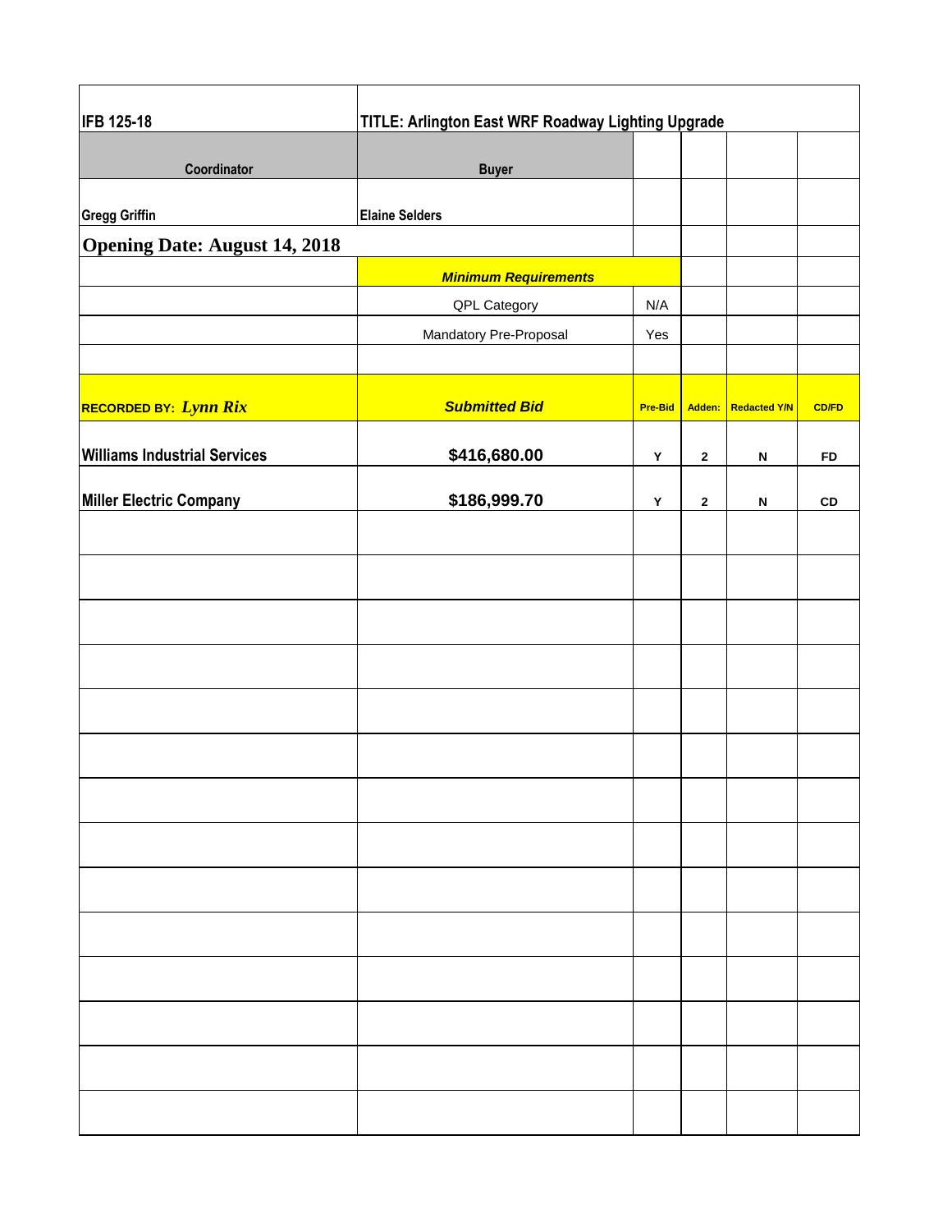| IFB 125-18 | TITLE: Arlington East WRF Roadway Lighting Upgrade | | | | |
|---|---|---|---|---|---|
| **Coordinator** | **Buyer** | | | | |
| Gregg Griffin | Elaine Selders | | | | |
| **Opening Date: August 14, 2018** | | | | | |
| | ***Minimum Requirements*** | | | | |
| | QPL Category | N/A | | | |
| | Mandatory Pre-Proposal | Yes | | | |
| | | | | | |
| **RECORDED BY:** ***Lynn Rix*** | ***Submitted Bid*** | **Pre-Bid** | **Adden:** | **Redacted Y/N** | **CD/FD** |
| **Williams Industrial Services** | **$416,680.00** | **Y** | **2** | **N** | **FD** |
| **Miller Electric Company** | **$186,999.70** | **Y** | **2** | **N** | **CD** |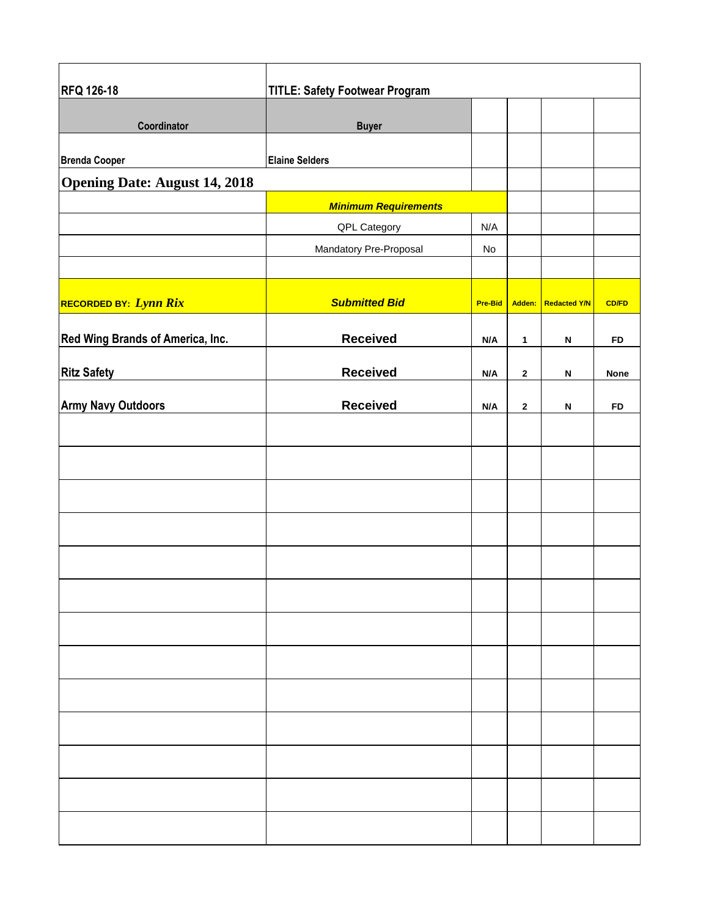| RFQ 126-18 | TITLE: Safety Footwear Program | | | | |
|---|---|---|---|---|---|
| **Coordinator** | **Buyer** | | | | |
| **Brenda Cooper** | **Elaine Selders** | | | | |
| **Opening Date: August 14, 2018** | | | | | |
| | ***Minimum Requirements*** | | | | |
| | QPL Category | N/A | | | |
| | Mandatory Pre-Proposal | No | | | |
| | | | | | |
| **RECORDED BY:** ***Lynn Rix*** | ***Submitted Bid*** | **Pre-Bid** | **Adden:** | **Redacted Y/N** | **CD/FD** |
| **Red Wing Brands of America, Inc.** | **Received** | **N/A** | **1** | **N** | **FD** |
| **Ritz Safety** | **Received** | **N/A** | **2** | **N** | **None** |
| **Army Navy Outdoors** | **Received** | **N/A** | **2** | **N** | **FD** |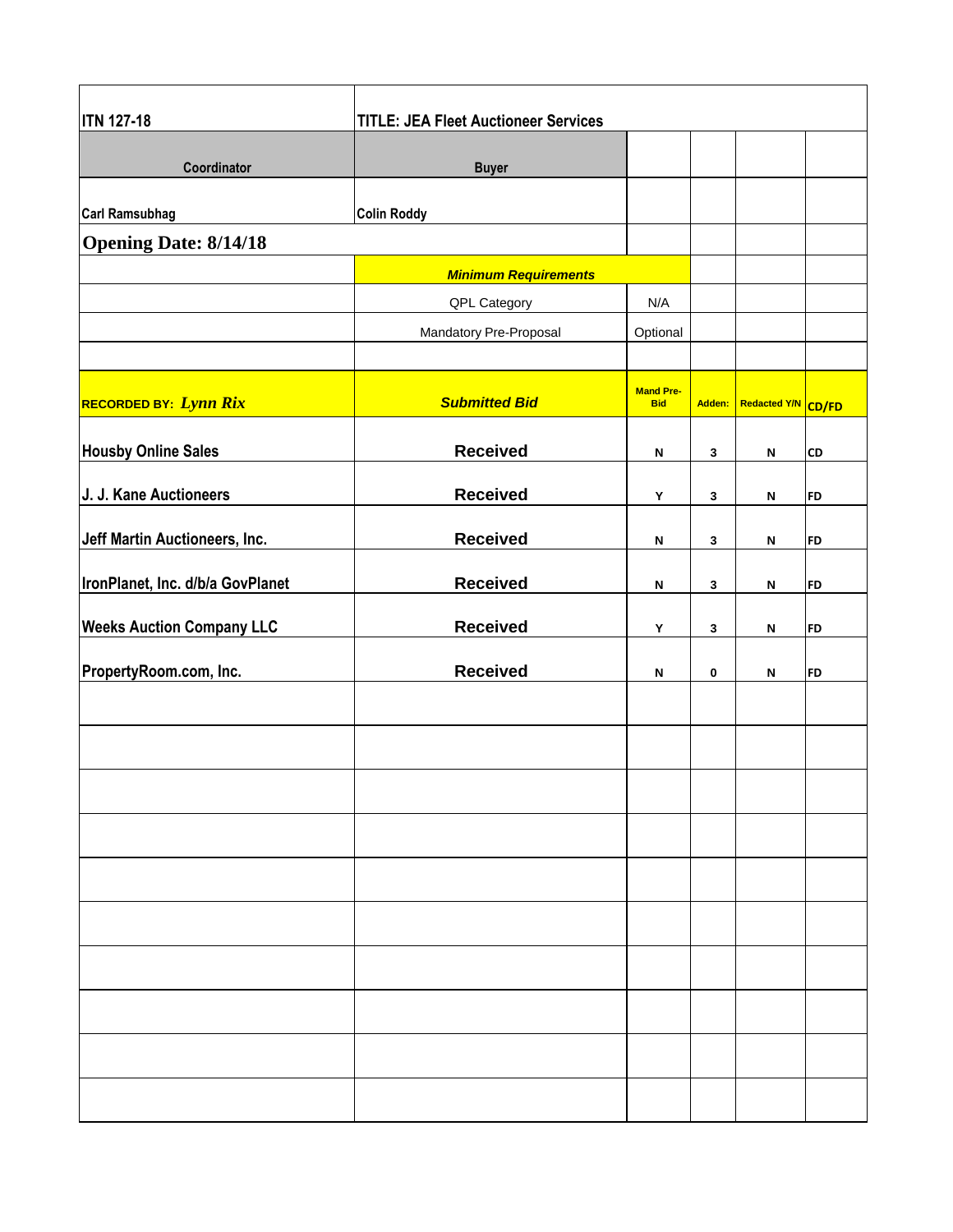| ITN 127-18 | TITLE: JEA Fleet Auctioneer Services | | | | |
|---|---|---|---|---|---|
| **Coordinator** | **Buyer** | | | | |
| Carl Ramsubhag | Colin Roddy | | | | |
| **Opening Date: 8/14/18** | | | | | |
| | ***Minimum Requirements*** | | | | |
| | QPL Category | N/A | | | |
| | Mandatory Pre-Proposal | Optional | | | |
| | | | | | |
| **RECORDED BY:** ***Lynn Rix*** | ***Submitted Bid*** | **Mand Pre-Bid** | **Adden:** | **Redacted Y/N** | **CD/FD** |
| Housby Online Sales | Received | N | 3 | N | CD |
| J. J. Kane Auctioneers | Received | Y | 3 | N | FD |
| Jeff Martin Auctioneers, Inc. | Received | N | 3 | N | FD |
| IronPlanet, Inc. d/b/a GovPlanet | Received | N | 3 | N | FD |
| Weeks Auction Company LLC | Received | Y | 3 | N | FD |
| PropertyRoom.com, Inc. | Received | N | 0 | N | FD |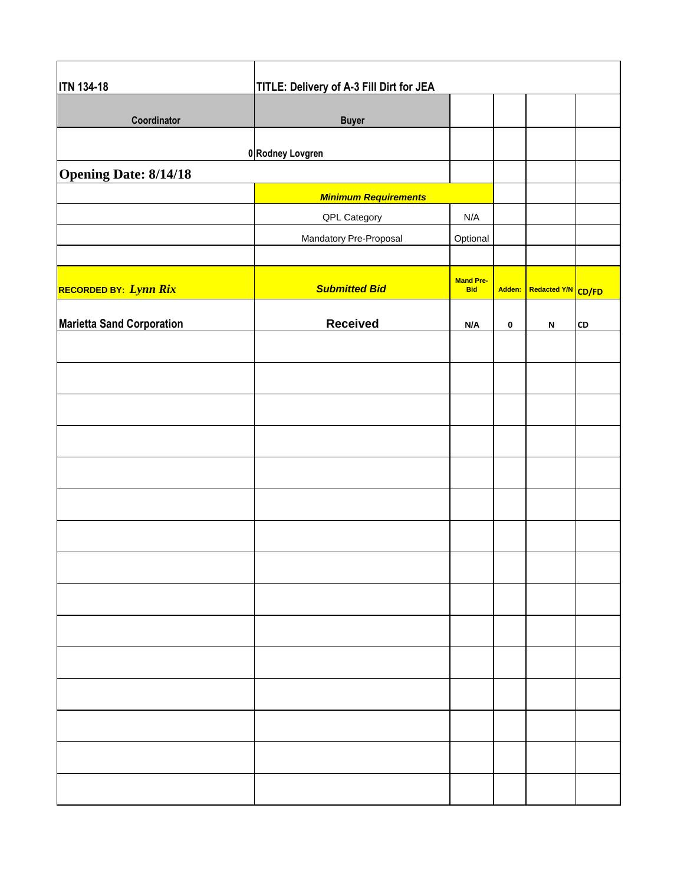| ITN 134-18 | TITLE: Delivery of A-3 Fill Dirt for JEA | | | | |
|---|---|---|---|---|---|
| Coordinator | Buyer | | | | |
| 0 | Rodney Lovgren | | | | |
| **Opening Date: 8/14/18** | | | | | |
| | ***Minimum Requirements*** | | | | |
| | QPL Category | N/A | | | |
| | Mandatory Pre-Proposal | Optional | | | |
| | | | | | |
| **RECORDED BY:** ***Lynn Rix*** | ***Submitted Bid*** | **Mand Pre-Bid** | **Adden:** | **Redacted Y/N** | **CD/FD** |
| **Marietta Sand Corporation** | **Received** | **N/A** | **0** | **N** | **CD** |
| | | | | | |
| | | | | | |
| | | | | | |
| | | | | | |
| | | | | | |
| | | | | | |
| | | | | | |
| | | | | | |
| | | | | | |
| | | | | | |
| | | | | | |
| | | | | | |
| | | | | | |
| | | | | | |
| | | | | | |